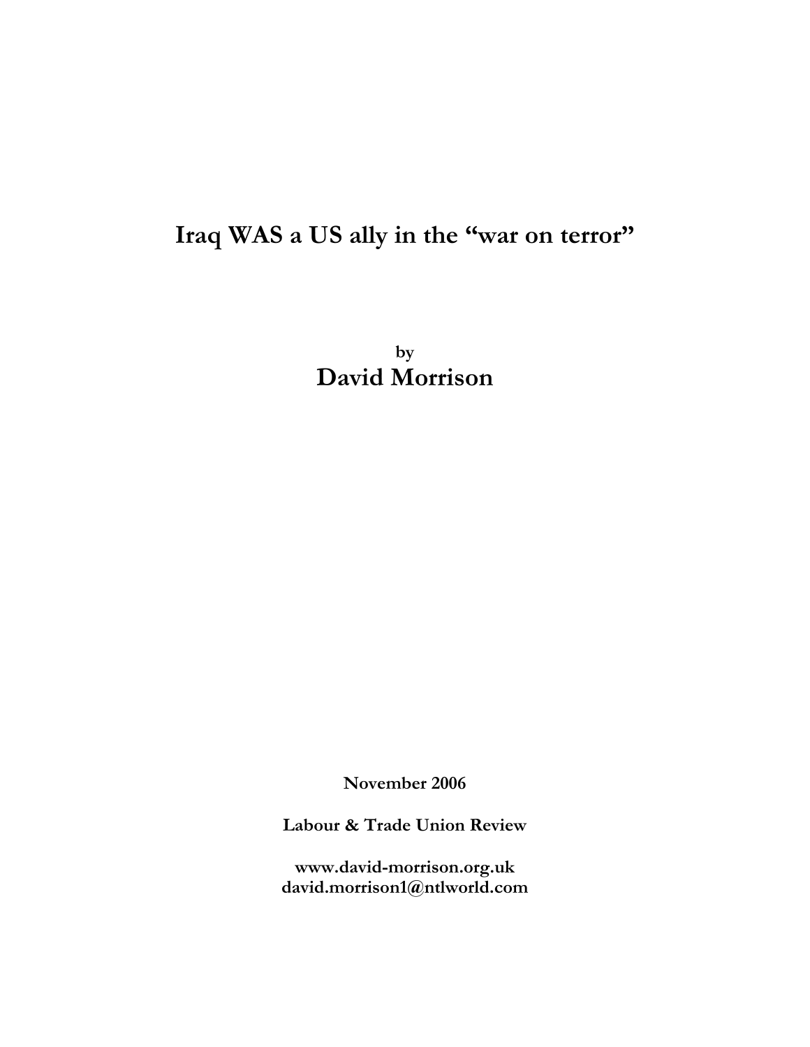# Iraq WAS a US ally in the "war on terror"

by

**David Morrison**

**November 2006**

**Labour & Trade Union Review**

**www.david-morrison.org.uk**
**david.morrison1@ntlworld.com**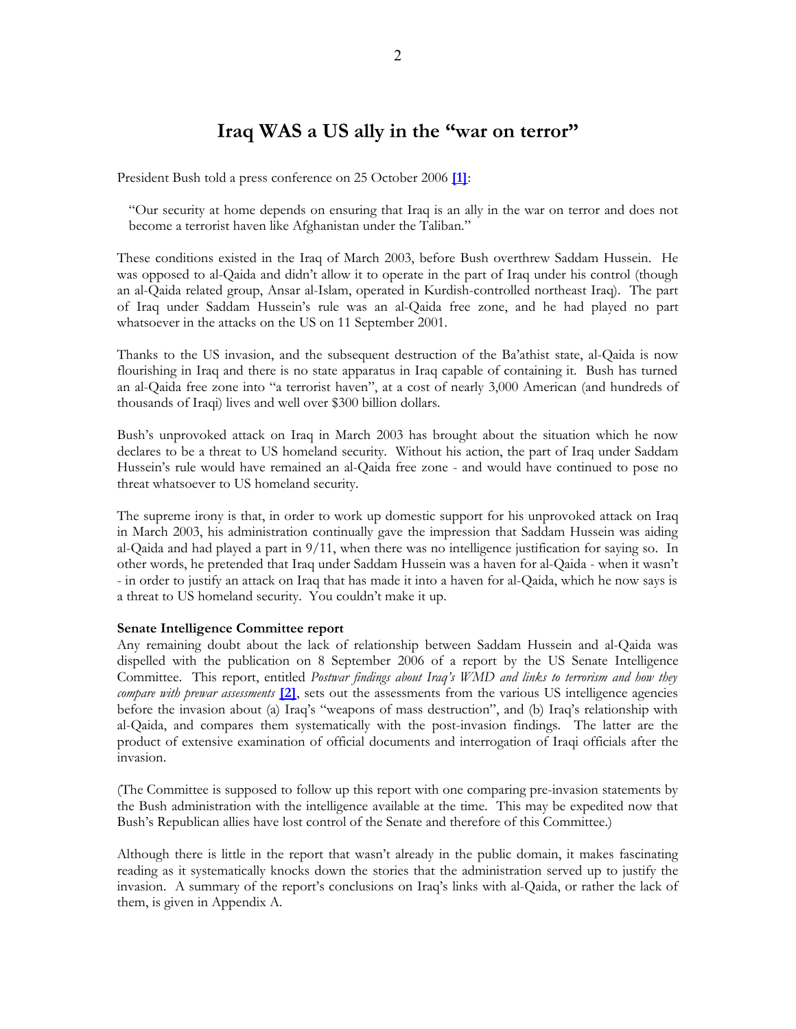# Iraq WAS a US ally in the "war on terror"

President Bush told a press conference on 25 October 2006 **[1]**:

> "Our security at home depends on ensuring that Iraq is an ally in the war on terror and does not become a terrorist haven like Afghanistan under the Taliban."

These conditions existed in the Iraq of March 2003, before Bush overthrew Saddam Hussein. He was opposed to al-Qaida and didn't allow it to operate in the part of Iraq under his control (though an al-Qaida related group, Ansar al-Islam, operated in Kurdish-controlled northeast Iraq). The part of Iraq under Saddam Hussein's rule was an al-Qaida free zone, and he had played no part whatsoever in the attacks on the US on 11 September 2001.

Thanks to the US invasion, and the subsequent destruction of the Ba'athist state, al-Qaida is now flourishing in Iraq and there is no state apparatus in Iraq capable of containing it. Bush has turned an al-Qaida free zone into "a terrorist haven", at a cost of nearly 3,000 American (and hundreds of thousands of Iraqi) lives and well over $300 billion dollars.

Bush's unprovoked attack on Iraq in March 2003 has brought about the situation which he now declares to be a threat to US homeland security. Without his action, the part of Iraq under Saddam Hussein's rule would have remained an al-Qaida free zone - and would have continued to pose no threat whatsoever to US homeland security.

The supreme irony is that, in order to work up domestic support for his unprovoked attack on Iraq in March 2003, his administration continually gave the impression that Saddam Hussein was aiding al-Qaida and had played a part in 9/11, when there was no intelligence justification for saying so. In other words, he pretended that Iraq under Saddam Hussein was a haven for al-Qaida - when it wasn't - in order to justify an attack on Iraq that has made it into a haven for al-Qaida, which he now says is a threat to US homeland security. You couldn't make it up.

**Senate Intelligence Committee report**

Any remaining doubt about the lack of relationship between Saddam Hussein and al-Qaida was dispelled with the publication on 8 September 2006 of a report by the US Senate Intelligence Committee. This report, entitled *Postwar findings about Iraq's WMD and links to terrorism and how they compare with prewar assessments* **[2]**, sets out the assessments from the various US intelligence agencies before the invasion about (a) Iraq's "weapons of mass destruction", and (b) Iraq's relationship with al-Qaida, and compares them systematically with the post-invasion findings. The latter are the product of extensive examination of official documents and interrogation of Iraqi officials after the invasion.

(The Committee is supposed to follow up this report with one comparing pre-invasion statements by the Bush administration with the intelligence available at the time. This may be expedited now that Bush's Republican allies have lost control of the Senate and therefore of this Committee.)

Although there is little in the report that wasn't already in the public domain, it makes fascinating reading as it systematically knocks down the stories that the administration served up to justify the invasion. A summary of the report's conclusions on Iraq's links with al-Qaida, or rather the lack of them, is given in Appendix A.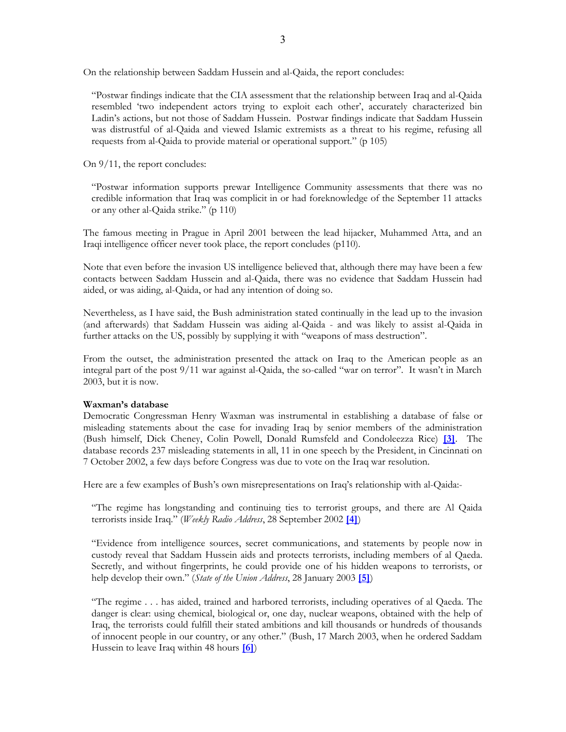On the relationship between Saddam Hussein and al-Qaida, the report concludes:

> "Postwar findings indicate that the CIA assessment that the relationship between Iraq and al-Qaida resembled 'two independent actors trying to exploit each other', accurately characterized bin Ladin's actions, but not those of Saddam Hussein. Postwar findings indicate that Saddam Hussein was distrustful of al-Qaida and viewed Islamic extremists as a threat to his regime, refusing all requests from al-Qaida to provide material or operational support." (p 105)

On 9/11, the report concludes:

> "Postwar information supports prewar Intelligence Community assessments that there was no credible information that Iraq was complicit in or had foreknowledge of the September 11 attacks or any other al-Qaida strike." (p 110)

The famous meeting in Prague in April 2001 between the lead hijacker, Muhammed Atta, and an Iraqi intelligence officer never took place, the report concludes (p110).

Note that even before the invasion US intelligence believed that, although there may have been a few contacts between Saddam Hussein and al-Qaida, there was no evidence that Saddam Hussein had aided, or was aiding, al-Qaida, or had any intention of doing so.

Nevertheless, as I have said, the Bush administration stated continually in the lead up to the invasion (and afterwards) that Saddam Hussein was aiding al-Qaida - and was likely to assist al-Qaida in further attacks on the US, possibly by supplying it with "weapons of mass destruction".

From the outset, the administration presented the attack on Iraq to the American people as an integral part of the post 9/11 war against al-Qaida, the so-called "war on terror". It wasn't in March 2003, but it is now.

**Waxman's database**

Democratic Congressman Henry Waxman was instrumental in establishing a database of false or misleading statements about the case for invading Iraq by senior members of the administration (Bush himself, Dick Cheney, Colin Powell, Donald Rumsfeld and Condoleezza Rice) **[3]**. The database records 237 misleading statements in all, 11 in one speech by the President, in Cincinnati on 7 October 2002, a few days before Congress was due to vote on the Iraq war resolution.

Here are a few examples of Bush's own misrepresentations on Iraq's relationship with al-Qaida:-

> "The regime has longstanding and continuing ties to terrorist groups, and there are Al Qaida terrorists inside Iraq." (*Weekly Radio Address*, 28 September 2002 **[4]**)

> "Evidence from intelligence sources, secret communications, and statements by people now in custody reveal that Saddam Hussein aids and protects terrorists, including members of al Qaeda. Secretly, and without fingerprints, he could provide one of his hidden weapons to terrorists, or help develop their own." (*State of the Union Address*, 28 January 2003 **[5]**)

> "The regime . . . has aided, trained and harbored terrorists, including operatives of al Qaeda. The danger is clear: using chemical, biological or, one day, nuclear weapons, obtained with the help of Iraq, the terrorists could fulfill their stated ambitions and kill thousands or hundreds of thousands of innocent people in our country, or any other." (Bush, 17 March 2003, when he ordered Saddam Hussein to leave Iraq within 48 hours **[6]**)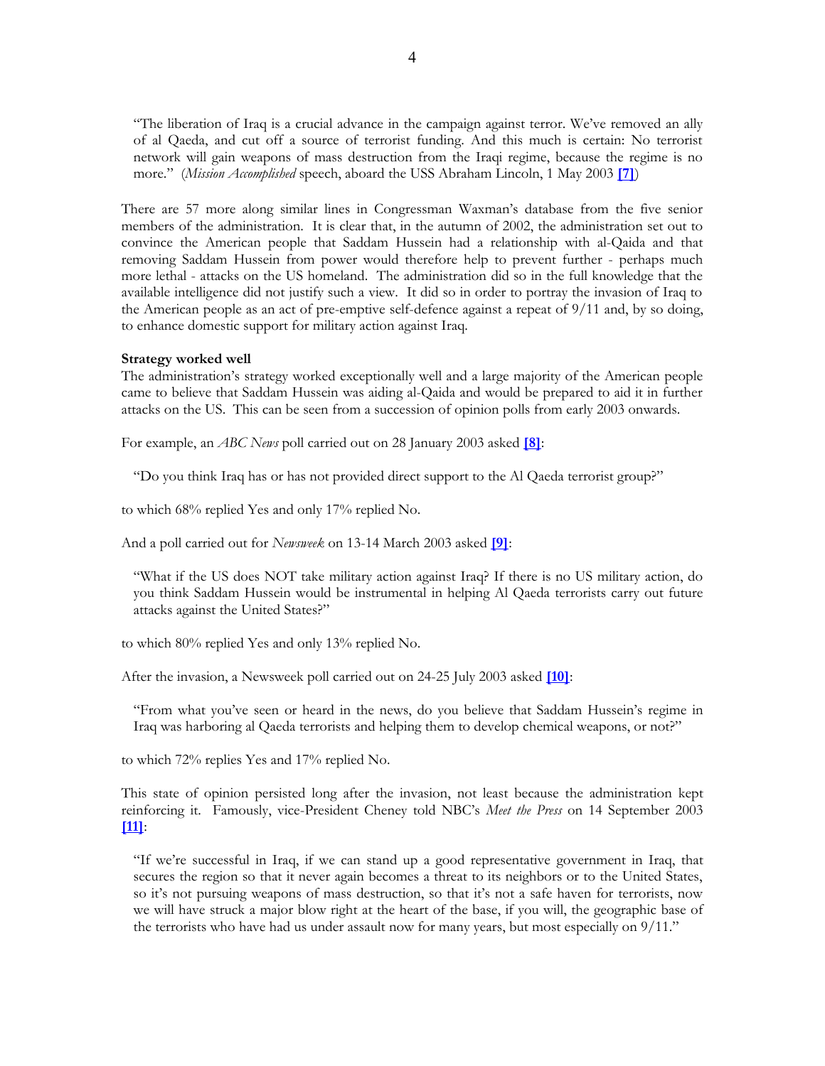> "The liberation of Iraq is a crucial advance in the campaign against terror. We've removed an ally of al Qaeda, and cut off a source of terrorist funding. And this much is certain: No terrorist network will gain weapons of mass destruction from the Iraqi regime, because the regime is no more." (*Mission Accomplished* speech, aboard the USS Abraham Lincoln, 1 May 2003 **[7]**)

There are 57 more along similar lines in Congressman Waxman's database from the five senior members of the administration. It is clear that, in the autumn of 2002, the administration set out to convince the American people that Saddam Hussein had a relationship with al-Qaida and that removing Saddam Hussein from power would therefore help to prevent further - perhaps much more lethal - attacks on the US homeland. The administration did so in the full knowledge that the available intelligence did not justify such a view. It did so in order to portray the invasion of Iraq to the American people as an act of pre-emptive self-defence against a repeat of 9/11 and, by so doing, to enhance domestic support for military action against Iraq.

**Strategy worked well**

The administration's strategy worked exceptionally well and a large majority of the American people came to believe that Saddam Hussein was aiding al-Qaida and would be prepared to aid it in further attacks on the US. This can be seen from a succession of opinion polls from early 2003 onwards.

For example, an *ABC News* poll carried out on 28 January 2003 asked **[8]**:

> "Do you think Iraq has or has not provided direct support to the Al Qaeda terrorist group?"

to which 68% replied Yes and only 17% replied No.

And a poll carried out for *Newsweek* on 13-14 March 2003 asked **[9]**:

> "What if the US does NOT take military action against Iraq? If there is no US military action, do you think Saddam Hussein would be instrumental in helping Al Qaeda terrorists carry out future attacks against the United States?"

to which 80% replied Yes and only 13% replied No.

After the invasion, a Newsweek poll carried out on 24-25 July 2003 asked **[10]**:

> "From what you've seen or heard in the news, do you believe that Saddam Hussein's regime in Iraq was harboring al Qaeda terrorists and helping them to develop chemical weapons, or not?"

to which 72% replies Yes and 17% replied No.

This state of opinion persisted long after the invasion, not least because the administration kept reinforcing it. Famously, vice-President Cheney told NBC's *Meet the Press* on 14 September 2003 **[11]**:

> "If we're successful in Iraq, if we can stand up a good representative government in Iraq, that secures the region so that it never again becomes a threat to its neighbors or to the United States, so it's not pursuing weapons of mass destruction, so that it's not a safe haven for terrorists, now we will have struck a major blow right at the heart of the base, if you will, the geographic base of the terrorists who have had us under assault now for many years, but most especially on 9/11."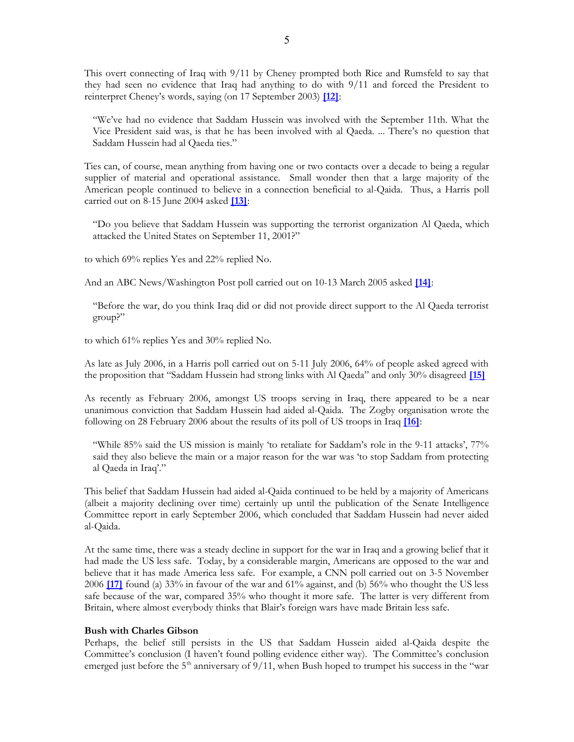This overt connecting of Iraq with 9/11 by Cheney prompted both Rice and Rumsfeld to say that they had seen no evidence that Iraq had anything to do with 9/11 and forced the President to reinterpret Cheney's words, saying (on 17 September 2003) **[12]**:

> "We've had no evidence that Saddam Hussein was involved with the September 11th. What the Vice President said was, is that he has been involved with al Qaeda. ... There's no question that Saddam Hussein had al Qaeda ties."

Ties can, of course, mean anything from having one or two contacts over a decade to being a regular supplier of material and operational assistance. Small wonder then that a large majority of the American people continued to believe in a connection beneficial to al-Qaida. Thus, a Harris poll carried out on 8-15 June 2004 asked **[13]**:

> "Do you believe that Saddam Hussein was supporting the terrorist organization Al Qaeda, which attacked the United States on September 11, 2001?"

to which 69% replies Yes and 22% replied No.

And an ABC News/Washington Post poll carried out on 10-13 March 2005 asked **[14]**:

> "Before the war, do you think Iraq did or did not provide direct support to the Al Qaeda terrorist group?"

to which 61% replies Yes and 30% replied No.

As late as July 2006, in a Harris poll carried out on 5-11 July 2006, 64% of people asked agreed with the proposition that "Saddam Hussein had strong links with Al Qaeda" and only 30% disagreed **[15]**

As recently as February 2006, amongst US troops serving in Iraq, there appeared to be a near unanimous conviction that Saddam Hussein had aided al-Qaida. The Zogby organisation wrote the following on 28 February 2006 about the results of its poll of US troops in Iraq **[16]**:

> "While 85% said the US mission is mainly 'to retaliate for Saddam's role in the 9-11 attacks', 77% said they also believe the main or a major reason for the war was 'to stop Saddam from protecting al Qaeda in Iraq'."

This belief that Saddam Hussein had aided al-Qaida continued to be held by a majority of Americans (albeit a majority declining over time) certainly up until the publication of the Senate Intelligence Committee report in early September 2006, which concluded that Saddam Hussein had never aided al-Qaida.

At the same time, there was a steady decline in support for the war in Iraq and a growing belief that it had made the US less safe. Today, by a considerable margin, Americans are opposed to the war and believe that it has made America less safe. For example, a CNN poll carried out on 3-5 November 2006 **[17]** found (a) 33% in favour of the war and 61% against, and (b) 56% who thought the US less safe because of the war, compared 35% who thought it more safe. The latter is very different from Britain, where almost everybody thinks that Blair's foreign wars have made Britain less safe.

**Bush with Charles Gibson**

Perhaps, the belief still persists in the US that Saddam Hussein aided al-Qaida despite the Committee's conclusion (I haven't found polling evidence either way). The Committee's conclusion emerged just before the 5th anniversary of 9/11, when Bush hoped to trumpet his success in the "war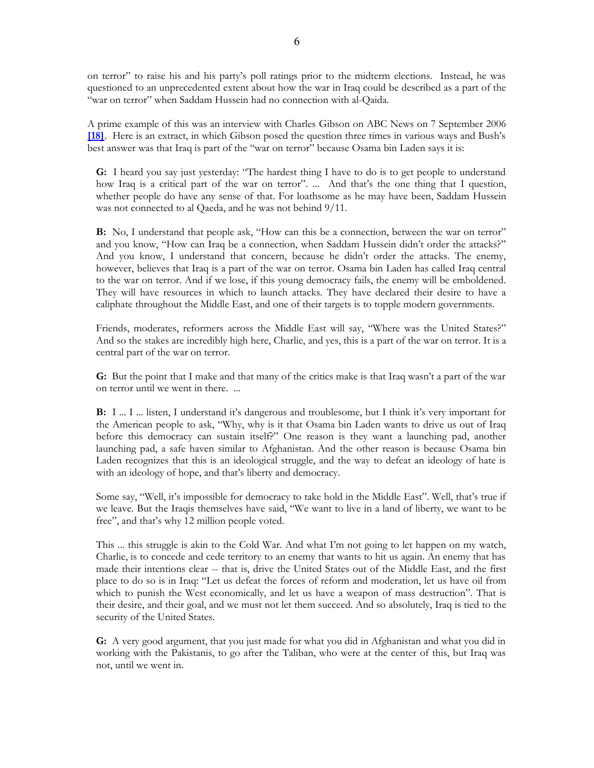on terror" to raise his and his party's poll ratings prior to the midterm elections. Instead, he was questioned to an unprecedented extent about how the war in Iraq could be described as a part of the "war on terror" when Saddam Hussein had no connection with al-Qaida.

A prime example of this was an interview with Charles Gibson on ABC News on 7 September 2006 **[18]**. Here is an extract, in which Gibson posed the question three times in various ways and Bush's best answer was that Iraq is part of the "war on terror" because Osama bin Laden says it is:

> **G:** I heard you say just yesterday: "The hardest thing I have to do is to get people to understand how Iraq is a critical part of the war on terror". ... And that's the one thing that I question, whether people do have any sense of that. For loathsome as he may have been, Saddam Hussein was not connected to al Qaeda, and he was not behind 9/11.
>
> **B:** No, I understand that people ask, "How can this be a connection, between the war on terror" and you know, "How can Iraq be a connection, when Saddam Hussein didn't order the attacks?" And you know, I understand that concern, because he didn't order the attacks. The enemy, however, believes that Iraq is a part of the war on terror. Osama bin Laden has called Iraq central to the war on terror. And if we lose, if this young democracy fails, the enemy will be emboldened. They will have resources in which to launch attacks. They have declared their desire to have a caliphate throughout the Middle East, and one of their targets is to topple modern governments.
>
> Friends, moderates, reformers across the Middle East will say, "Where was the United States?" And so the stakes are incredibly high here, Charlie, and yes, this is a part of the war on terror. It is a central part of the war on terror.
>
> **G:** But the point that I make and that many of the critics make is that Iraq wasn't a part of the war on terror until we went in there. ...
>
> **B:** I ... I ... listen, I understand it's dangerous and troublesome, but I think it's very important for the American people to ask, "Why, why is it that Osama bin Laden wants to drive us out of Iraq before this democracy can sustain itself?" One reason is they want a launching pad, another launching pad, a safe haven similar to Afghanistan. And the other reason is because Osama bin Laden recognizes that this is an ideological struggle, and the way to defeat an ideology of hate is with an ideology of hope, and that's liberty and democracy.
>
> Some say, "Well, it's impossible for democracy to take hold in the Middle East". Well, that's true if we leave. But the Iraqis themselves have said, "We want to live in a land of liberty, we want to be free", and that's why 12 million people voted.
>
> This ... this struggle is akin to the Cold War. And what I'm not going to let happen on my watch, Charlie, is to concede and cede territory to an enemy that wants to hit us again. An enemy that has made their intentions clear -- that is, drive the United States out of the Middle East, and the first place to do so is in Iraq: "Let us defeat the forces of reform and moderation, let us have oil from which to punish the West economically, and let us have a weapon of mass destruction". That is their desire, and their goal, and we must not let them succeed. And so absolutely, Iraq is tied to the security of the United States.
>
> **G:** A very good argument, that you just made for what you did in Afghanistan and what you did in working with the Pakistanis, to go after the Taliban, who were at the center of this, but Iraq was not, until we went in.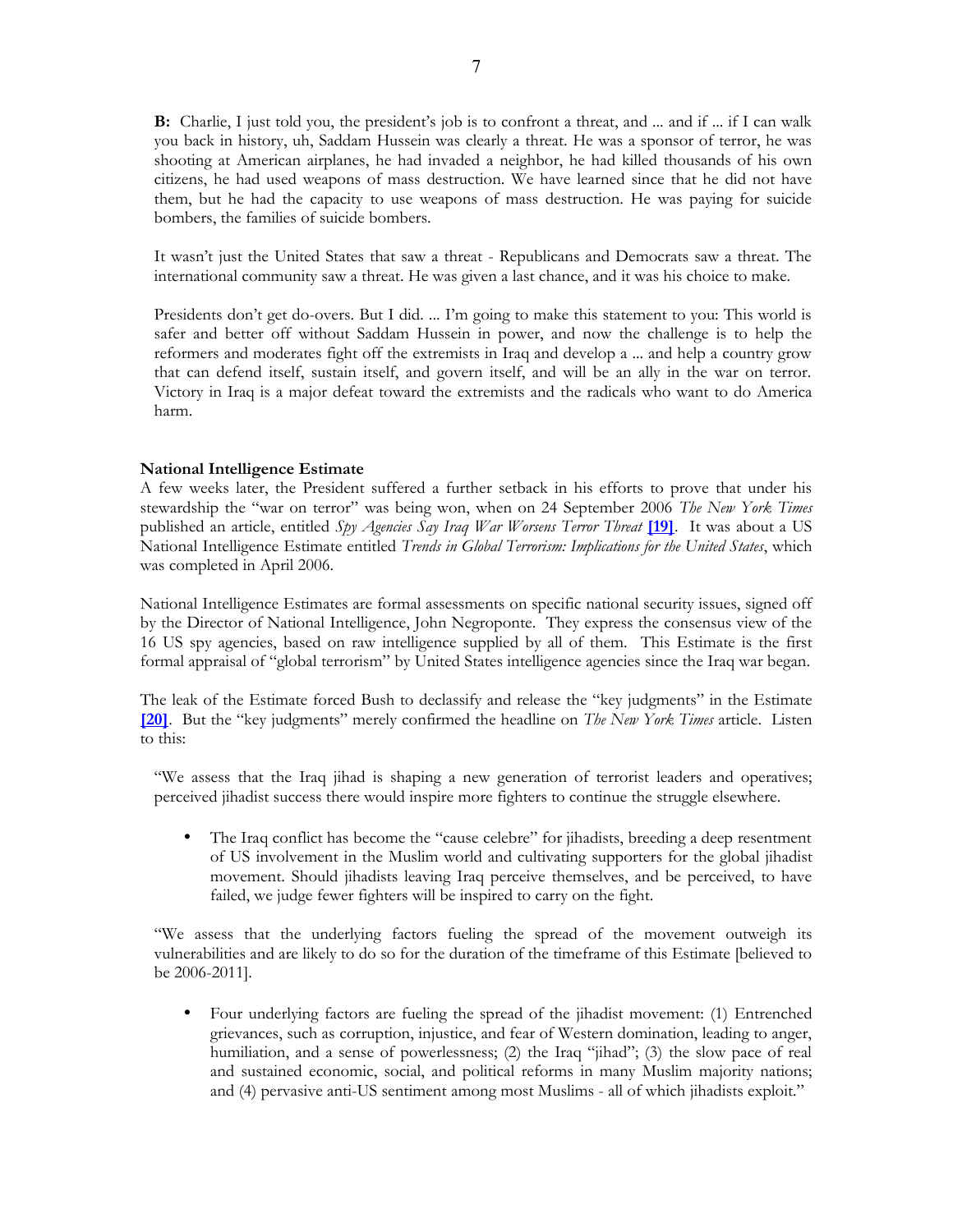**B:** Charlie, I just told you, the president's job is to confront a threat, and ... and if ... if I can walk you back in history, uh, Saddam Hussein was clearly a threat. He was a sponsor of terror, he was shooting at American airplanes, he had invaded a neighbor, he had killed thousands of his own citizens, he had used weapons of mass destruction. We have learned since that he did not have them, but he had the capacity to use weapons of mass destruction. He was paying for suicide bombers, the families of suicide bombers.

It wasn't just the United States that saw a threat - Republicans and Democrats saw a threat. The international community saw a threat. He was given a last chance, and it was his choice to make.

Presidents don't get do-overs. But I did. ... I'm going to make this statement to you: This world is safer and better off without Saddam Hussein in power, and now the challenge is to help the reformers and moderates fight off the extremists in Iraq and develop a ... and help a country grow that can defend itself, sustain itself, and govern itself, and will be an ally in the war on terror. Victory in Iraq is a major defeat toward the extremists and the radicals who want to do America harm.

**National Intelligence Estimate**

A few weeks later, the President suffered a further setback in his efforts to prove that under his stewardship the "war on terror" was being won, when on 24 September 2006 *The New York Times* published an article, entitled *Spy Agencies Say Iraq War Worsens Terror Threat* **[19]**. It was about a US National Intelligence Estimate entitled *Trends in Global Terrorism: Implications for the United States*, which was completed in April 2006.

National Intelligence Estimates are formal assessments on specific national security issues, signed off by the Director of National Intelligence, John Negroponte. They express the consensus view of the 16 US spy agencies, based on raw intelligence supplied by all of them. This Estimate is the first formal appraisal of "global terrorism" by United States intelligence agencies since the Iraq war began.

The leak of the Estimate forced Bush to declassify and release the "key judgments" in the Estimate **[20]**. But the "key judgments" merely confirmed the headline on *The New York Times* article. Listen to this:

"We assess that the Iraq jihad is shaping a new generation of terrorist leaders and operatives; perceived jihadist success there would inspire more fighters to continue the struggle elsewhere.

- The Iraq conflict has become the "cause celebre" for jihadists, breeding a deep resentment of US involvement in the Muslim world and cultivating supporters for the global jihadist movement. Should jihadists leaving Iraq perceive themselves, and be perceived, to have failed, we judge fewer fighters will be inspired to carry on the fight.

"We assess that the underlying factors fueling the spread of the movement outweigh its vulnerabilities and are likely to do so for the duration of the timeframe of this Estimate [believed to be 2006-2011].

- Four underlying factors are fueling the spread of the jihadist movement: (1) Entrenched grievances, such as corruption, injustice, and fear of Western domination, leading to anger, humiliation, and a sense of powerlessness; (2) the Iraq "jihad"; (3) the slow pace of real and sustained economic, social, and political reforms in many Muslim majority nations; and (4) pervasive anti-US sentiment among most Muslims - all of which jihadists exploit."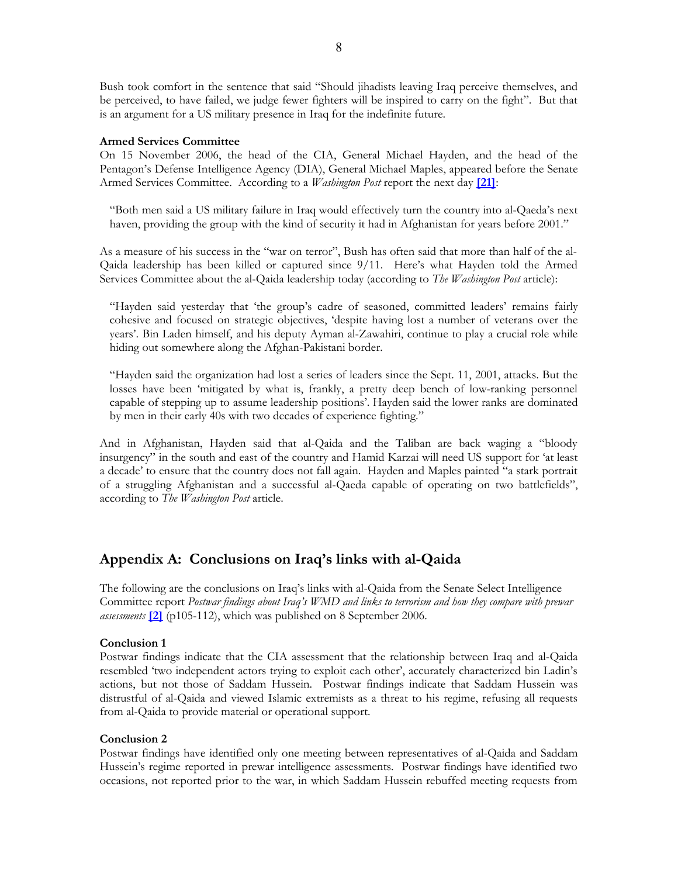Bush took comfort in the sentence that said "Should jihadists leaving Iraq perceive themselves, and be perceived, to have failed, we judge fewer fighters will be inspired to carry on the fight". But that is an argument for a US military presence in Iraq for the indefinite future.

**Armed Services Committee**

On 15 November 2006, the head of the CIA, General Michael Hayden, and the head of the Pentagon's Defense Intelligence Agency (DIA), General Michael Maples, appeared before the Senate Armed Services Committee. According to a *Washington Post* report the next day **[21]**:

> "Both men said a US military failure in Iraq would effectively turn the country into al-Qaeda's next haven, providing the group with the kind of security it had in Afghanistan for years before 2001."

As a measure of his success in the "war on terror", Bush has often said that more than half of the al-Qaida leadership has been killed or captured since 9/11. Here's what Hayden told the Armed Services Committee about the al-Qaida leadership today (according to *The Washington Post* article):

> "Hayden said yesterday that 'the group's cadre of seasoned, committed leaders' remains fairly cohesive and focused on strategic objectives, 'despite having lost a number of veterans over the years'. Bin Laden himself, and his deputy Ayman al-Zawahiri, continue to play a crucial role while hiding out somewhere along the Afghan-Pakistani border.
>
> "Hayden said the organization had lost a series of leaders since the Sept. 11, 2001, attacks. But the losses have been 'mitigated by what is, frankly, a pretty deep bench of low-ranking personnel capable of stepping up to assume leadership positions'. Hayden said the lower ranks are dominated by men in their early 40s with two decades of experience fighting."

And in Afghanistan, Hayden said that al-Qaida and the Taliban are back waging a "bloody insurgency" in the south and east of the country and Hamid Karzai will need US support for 'at least a decade' to ensure that the country does not fall again. Hayden and Maples painted "a stark portrait of a struggling Afghanistan and a successful al-Qaeda capable of operating on two battlefields", according to *The Washington Post* article.

## Appendix A: Conclusions on Iraq's links with al-Qaida

The following are the conclusions on Iraq's links with al-Qaida from the Senate Select Intelligence Committee report *Postwar findings about Iraq's WMD and links to terrorism and how they compare with prewar assessments* **[2]** (p105-112), which was published on 8 September 2006.

**Conclusion 1**

Postwar findings indicate that the CIA assessment that the relationship between Iraq and al-Qaida resembled 'two independent actors trying to exploit each other', accurately characterized bin Ladin's actions, but not those of Saddam Hussein. Postwar findings indicate that Saddam Hussein was distrustful of al-Qaida and viewed Islamic extremists as a threat to his regime, refusing all requests from al-Qaida to provide material or operational support.

**Conclusion 2**

Postwar findings have identified only one meeting between representatives of al-Qaida and Saddam Hussein's regime reported in prewar intelligence assessments. Postwar findings have identified two occasions, not reported prior to the war, in which Saddam Hussein rebuffed meeting requests from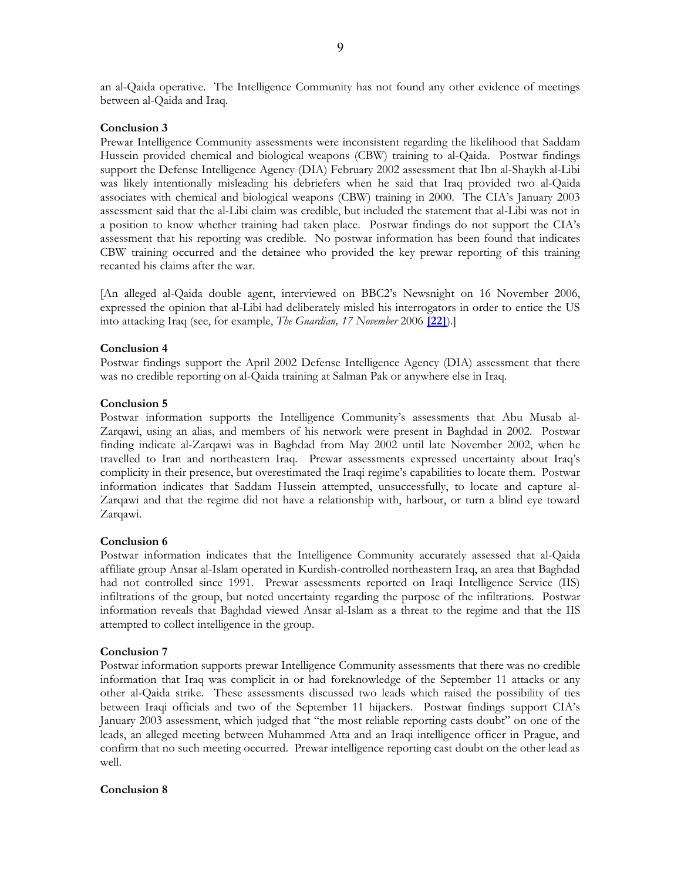an al-Qaida operative. The Intelligence Community has not found any other evidence of meetings between al-Qaida and Iraq.

**Conclusion 3**

Prewar Intelligence Community assessments were inconsistent regarding the likelihood that Saddam Hussein provided chemical and biological weapons (CBW) training to al-Qaida. Postwar findings support the Defense Intelligence Agency (DIA) February 2002 assessment that Ibn al-Shaykh al-Libi was likely intentionally misleading his debriefers when he said that Iraq provided two al-Qaida associates with chemical and biological weapons (CBW) training in 2000. The CIA's January 2003 assessment said that the al-Libi claim was credible, but included the statement that al-Libi was not in a position to know whether training had taken place. Postwar findings do not support the CIA's assessment that his reporting was credible. No postwar information has been found that indicates CBW training occurred and the detainee who provided the key prewar reporting of this training recanted his claims after the war.

[An alleged al-Qaida double agent, interviewed on BBC2's Newsnight on 16 November 2006, expressed the opinion that al-Libi had deliberately misled his interrogators in order to entice the US into attacking Iraq (see, for example, *The Guardian, 17 November* 2006 **[22]**).]

**Conclusion 4**

Postwar findings support the April 2002 Defense Intelligence Agency (DIA) assessment that there was no credible reporting on al-Qaida training at Salman Pak or anywhere else in Iraq.

**Conclusion 5**

Postwar information supports the Intelligence Community's assessments that Abu Musab al-Zarqawi, using an alias, and members of his network were present in Baghdad in 2002. Postwar finding indicate al-Zarqawi was in Baghdad from May 2002 until late November 2002, when he travelled to Iran and northeastern Iraq. Prewar assessments expressed uncertainty about Iraq's complicity in their presence, but overestimated the Iraqi regime's capabilities to locate them. Postwar information indicates that Saddam Hussein attempted, unsuccessfully, to locate and capture al-Zarqawi and that the regime did not have a relationship with, harbour, or turn a blind eye toward Zarqawi.

**Conclusion 6**

Postwar information indicates that the Intelligence Community accurately assessed that al-Qaida affiliate group Ansar al-Islam operated in Kurdish-controlled northeastern Iraq, an area that Baghdad had not controlled since 1991. Prewar assessments reported on Iraqi Intelligence Service (IIS) infiltrations of the group, but noted uncertainty regarding the purpose of the infiltrations. Postwar information reveals that Baghdad viewed Ansar al-Islam as a threat to the regime and that the IIS attempted to collect intelligence in the group.

**Conclusion 7**

Postwar information supports prewar Intelligence Community assessments that there was no credible information that Iraq was complicit in or had foreknowledge of the September 11 attacks or any other al-Qaida strike. These assessments discussed two leads which raised the possibility of ties between Iraqi officials and two of the September 11 hijackers. Postwar findings support CIA's January 2003 assessment, which judged that "the most reliable reporting casts doubt" on one of the leads, an alleged meeting between Muhammed Atta and an Iraqi intelligence officer in Prague, and confirm that no such meeting occurred. Prewar intelligence reporting cast doubt on the other lead as well.

**Conclusion 8**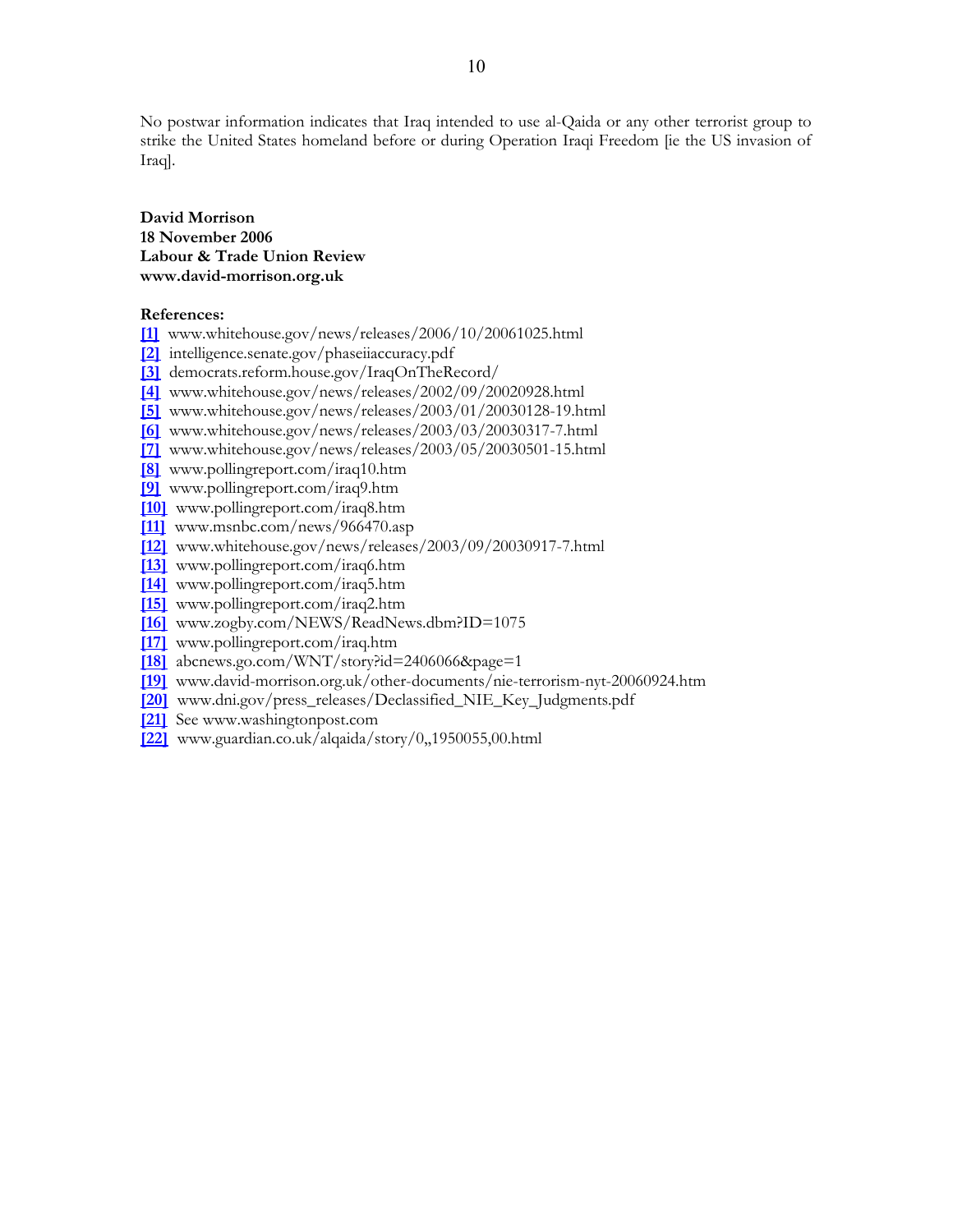No postwar information indicates that Iraq intended to use al-Qaida or any other terrorist group to strike the United States homeland before or during Operation Iraqi Freedom [ie the US invasion of Iraq].

**David Morrison**
**18 November 2006**
**Labour & Trade Union Review**
**www.david-morrison.org.uk**

**References:**

[1] www.whitehouse.gov/news/releases/2006/10/20061025.html
[2] intelligence.senate.gov/phaseiiaccuracy.pdf
[3] democrats.reform.house.gov/IraqOnTheRecord/
[4] www.whitehouse.gov/news/releases/2002/09/20020928.html
[5] www.whitehouse.gov/news/releases/2003/01/20030128-19.html
[6] www.whitehouse.gov/news/releases/2003/03/20030317-7.html
[7] www.whitehouse.gov/news/releases/2003/05/20030501-15.html
[8] www.pollingreport.com/iraq10.htm
[9] www.pollingreport.com/iraq9.htm
[10] www.pollingreport.com/iraq8.htm
[11] www.msnbc.com/news/966470.asp
[12] www.whitehouse.gov/news/releases/2003/09/20030917-7.html
[13] www.pollingreport.com/iraq6.htm
[14] www.pollingreport.com/iraq5.htm
[15] www.pollingreport.com/iraq2.htm
[16] www.zogby.com/NEWS/ReadNews.dbm?ID=1075
[17] www.pollingreport.com/iraq.htm
[18] abcnews.go.com/WNT/story?id=2406066&page=1
[19] www.david-morrison.org.uk/other-documents/nie-terrorism-nyt-20060924.htm
[20] www.dni.gov/press_releases/Declassified_NIE_Key_Judgments.pdf
[21] See www.washingtonpost.com
[22] www.guardian.co.uk/alqaida/story/0,,1950055,00.html